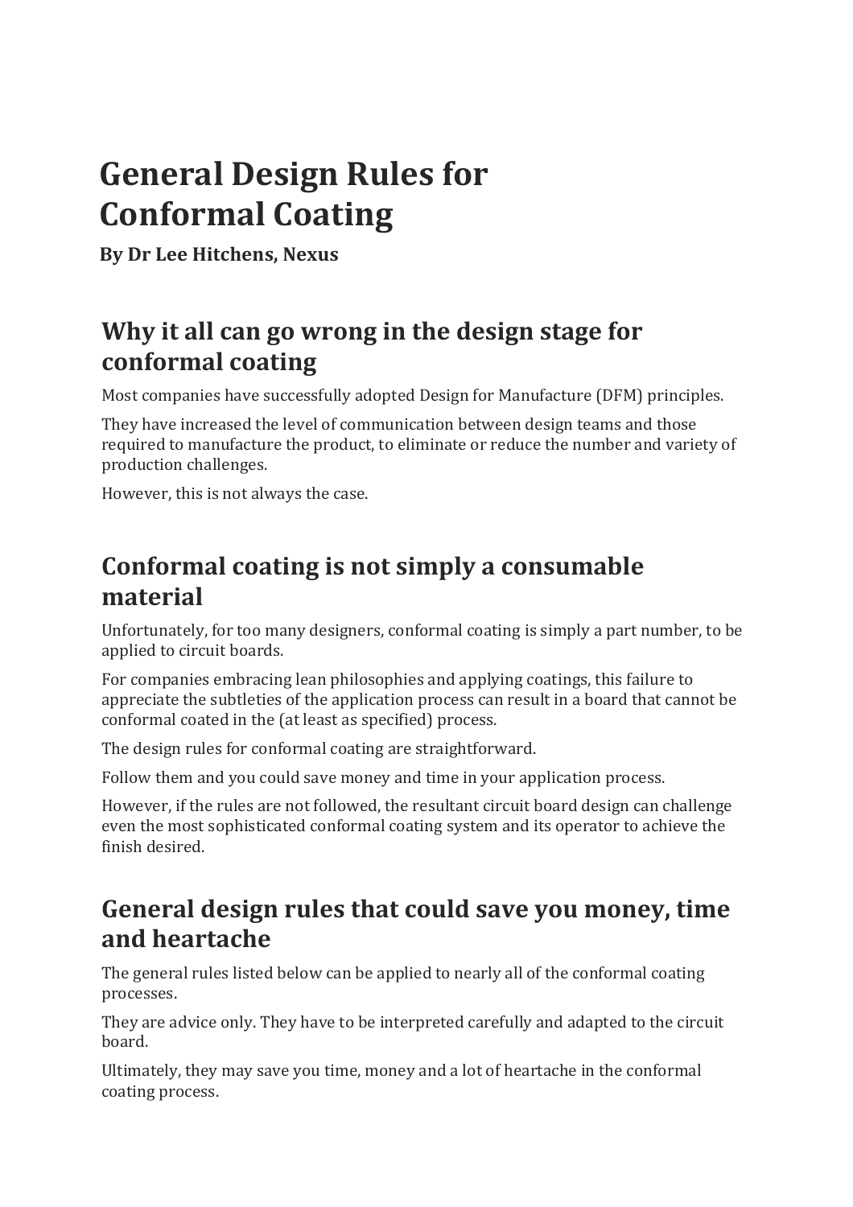# General Design Rules for Conformal Coating

**By Dr Lee Hitchens, Nexus**

## Why it all can go wrong in the design stage for conformal coating

Most companies have successfully adopted Design for Manufacture (DFM) principles.

They have increased the level of communication between design teams and those required to manufacture the product, to eliminate or reduce the number and variety of production challenges.

However, this is not always the case.

## Conformal coating is not simply a consumable material

Unfortunately, for too many designers, conformal coating is simply a part number, to be applied to circuit boards.

For companies embracing lean philosophies and applying coatings, this failure to appreciate the subtleties of the application process can result in a board that cannot be conformal coated in the (at least as specified) process.

The design rules for conformal coating are straightforward.

Follow them and you could save money and time in your application process.

However, if the rules are not followed, the resultant circuit board design can challenge even the most sophisticated conformal coating system and its operator to achieve the finish desired.

## General design rules that could save you money, time and heartache

The general rules listed below can be applied to nearly all of the conformal coating processes.

They are advice only. They have to be interpreted carefully and adapted to the circuit board.

Ultimately, they may save you time, money and a lot of heartache in the conformal coating process.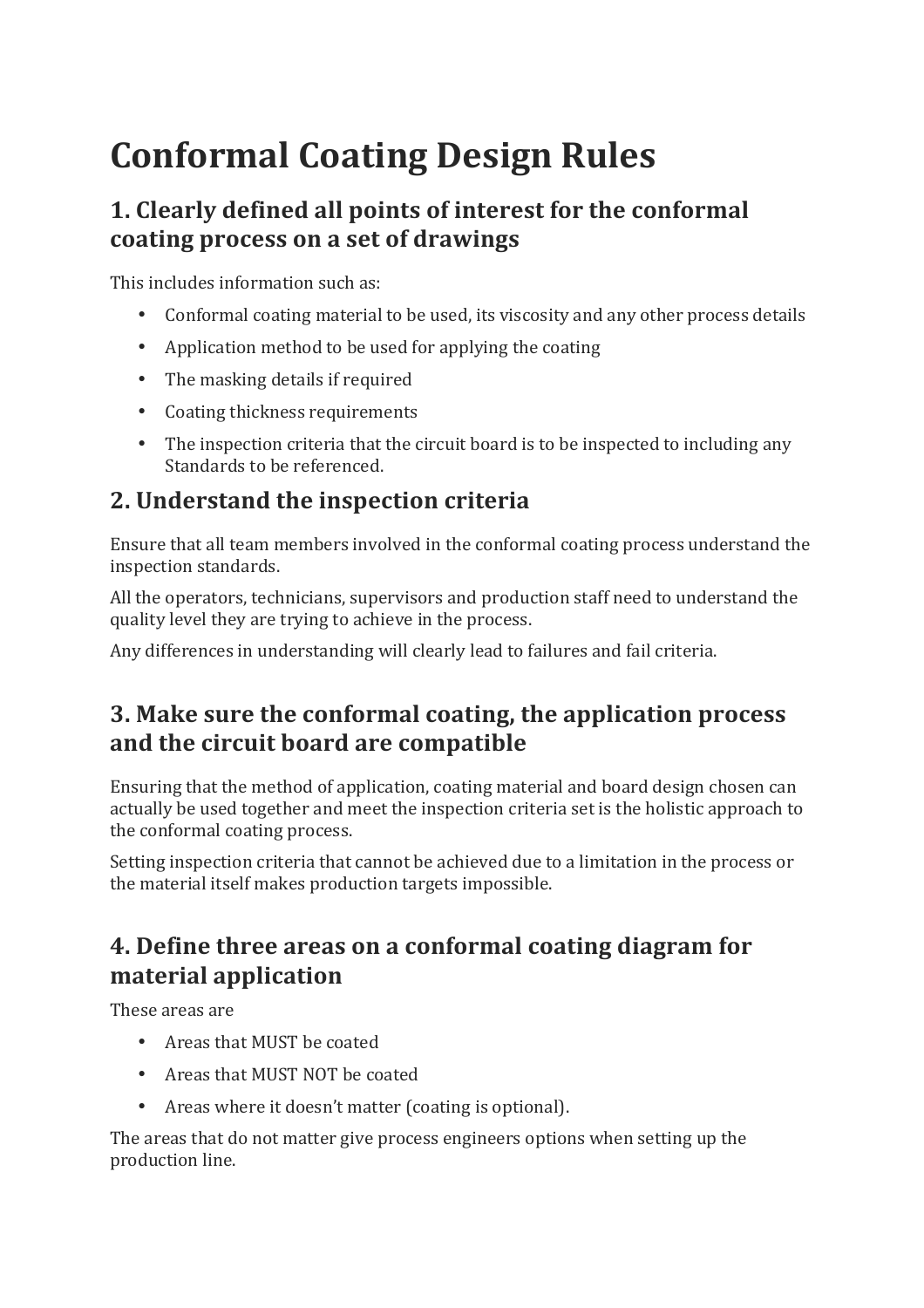# Conformal Coating Design Rules

## 1. Clearly defined all points of interest for the conformal coating process on a set of drawings

This includes information such as:

- Conformal coating material to be used, its viscosity and any other process details
- Application method to be used for applying the coating
- The masking details if required
- Coating thickness requirements
- The inspection criteria that the circuit board is to be inspected to including any Standards to be referenced.

## 2. Understand the inspection criteria

Ensure that all team members involved in the conformal coating process understand the inspection standards.

All the operators, technicians, supervisors and production staff need to understand the quality level they are trying to achieve in the process.

Any differences in understanding will clearly lead to failures and fail criteria.

## 3. Make sure the conformal coating, the application process and the circuit board are compatible

Ensuring that the method of application, coating material and board design chosen can actually be used together and meet the inspection criteria set is the holistic approach to the conformal coating process.

Setting inspection criteria that cannot be achieved due to a limitation in the process or the material itself makes production targets impossible.

## 4. Define three areas on a conformal coating diagram for material application

These areas are

- Areas that MUST be coated
- Areas that MUST NOT be coated
- Areas where it doesn't matter (coating is optional).

The areas that do not matter give process engineers options when setting up the production line.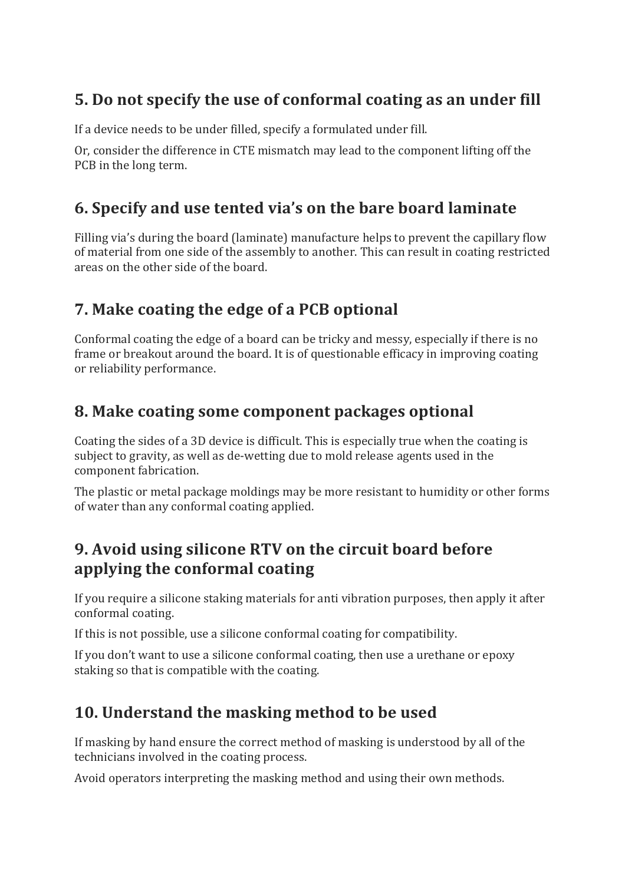## 5. Do not specify the use of conformal coating as an under fill

If a device needs to be under filled, specify a formulated under fill.

Or, consider the difference in CTE mismatch may lead to the component lifting off the PCB in the long term.

## 6. Specify and use tented via's on the bare board laminate

Filling via's during the board (laminate) manufacture helps to prevent the capillary flow of material from one side of the assembly to another. This can result in coating restricted areas on the other side of the board.

## 7. Make coating the edge of a PCB optional

Conformal coating the edge of a board can be tricky and messy, especially if there is no frame or breakout around the board. It is of questionable efficacy in improving coating or reliability performance.

## 8. Make coating some component packages optional

Coating the sides of a 3D device is difficult. This is especially true when the coating is subject to gravity, as well as de-wetting due to mold release agents used in the component fabrication.

The plastic or metal package moldings may be more resistant to humidity or other forms of water than any conformal coating applied.

## 9. Avoid using silicone RTV on the circuit board before applying the conformal coating

If you require a silicone staking materials for anti vibration purposes, then apply it after conformal coating.

If this is not possible, use a silicone conformal coating for compatibility.

If you don't want to use a silicone conformal coating, then use a urethane or epoxy staking so that is compatible with the coating.

## 10. Understand the masking method to be used

If masking by hand ensure the correct method of masking is understood by all of the technicians involved in the coating process.

Avoid operators interpreting the masking method and using their own methods.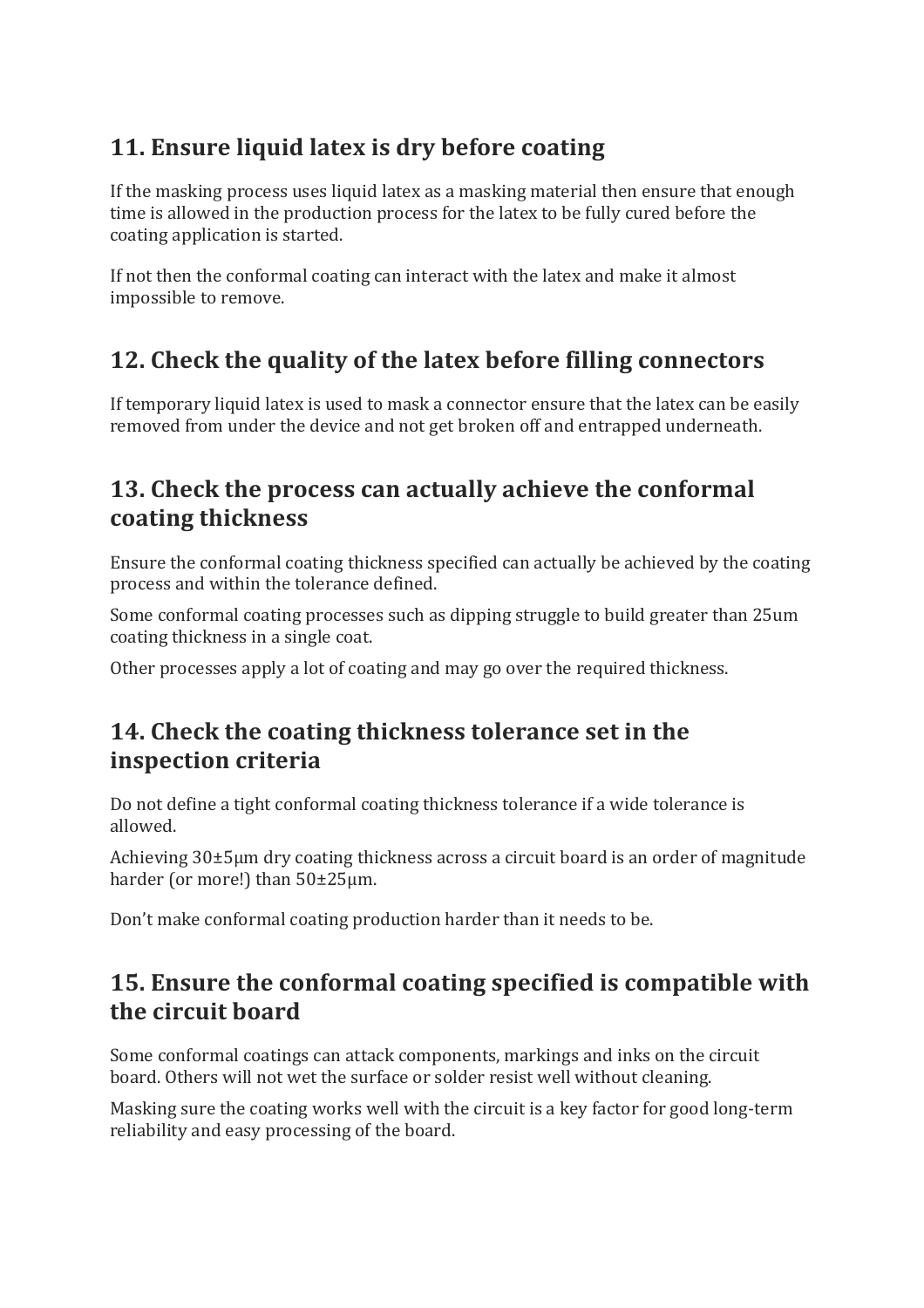## 11. Ensure liquid latex is dry before coating

If the masking process uses liquid latex as a masking material then ensure that enough time is allowed in the production process for the latex to be fully cured before the coating application is started.

If not then the conformal coating can interact with the latex and make it almost impossible to remove.

## 12. Check the quality of the latex before filling connectors

If temporary liquid latex is used to mask a connector ensure that the latex can be easily removed from under the device and not get broken off and entrapped underneath.

## 13. Check the process can actually achieve the conformal coating thickness

Ensure the conformal coating thickness specified can actually be achieved by the coating process and within the tolerance defined.

Some conformal coating processes such as dipping struggle to build greater than 25um coating thickness in a single coat.

Other processes apply a lot of coating and may go over the required thickness.

## 14. Check the coating thickness tolerance set in the inspection criteria

Do not define a tight conformal coating thickness tolerance if a wide tolerance is allowed.

Achieving 30±5μm dry coating thickness across a circuit board is an order of magnitude harder (or more!) than 50±25μm.

Don't make conformal coating production harder than it needs to be.

## 15. Ensure the conformal coating specified is compatible with the circuit board

Some conformal coatings can attack components, markings and inks on the circuit board. Others will not wet the surface or solder resist well without cleaning.

Masking sure the coating works well with the circuit is a key factor for good long-term reliability and easy processing of the board.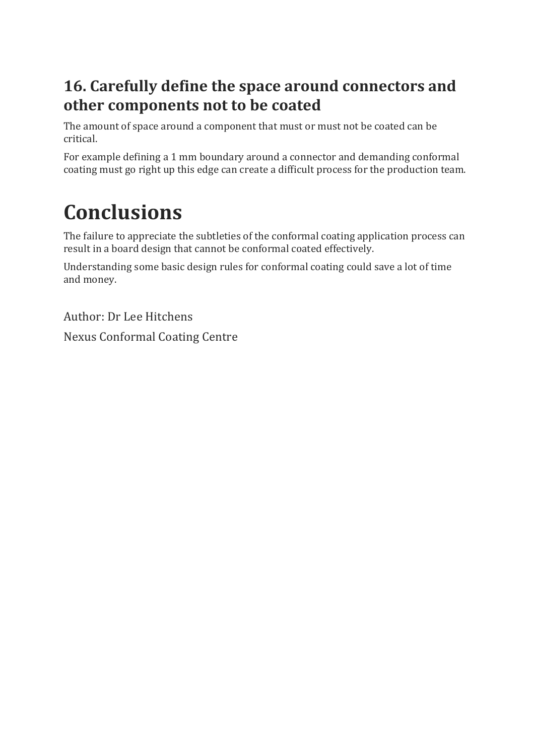## 16. Carefully define the space around connectors and other components not to be coated

The amount of space around a component that must or must not be coated can be critical.

For example defining a 1 mm boundary around a connector and demanding conformal coating must go right up this edge can create a difficult process for the production team.

# Conclusions

The failure to appreciate the subtleties of the conformal coating application process can result in a board design that cannot be conformal coated effectively.

Understanding some basic design rules for conformal coating could save a lot of time and money.

Author: Dr Lee Hitchens

Nexus Conformal Coating Centre